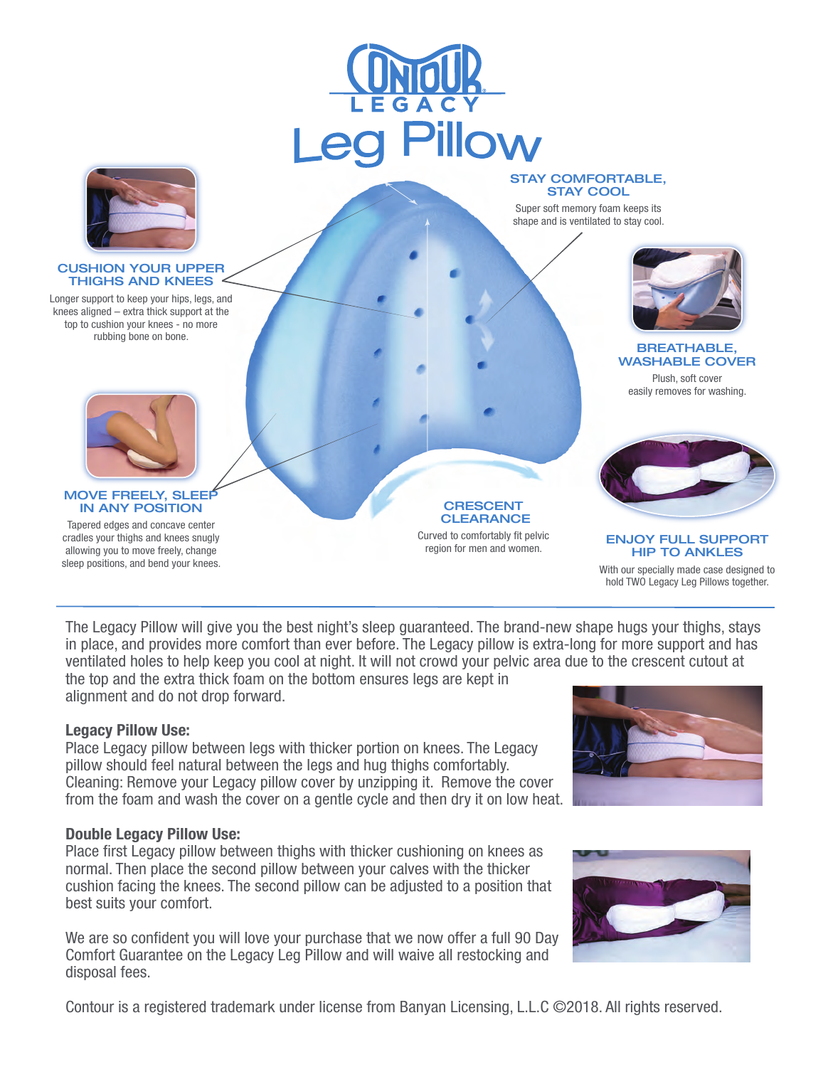# Contour Legacy

# Leg Pillow

### CUSHION YOUR UPPER THIGHS AND KNEES

Longer support to keep your hips, legs, and knees aligned – extra thick support at the top to cushion your knees - no more rubbing bone on bone.

### MOVE FREELY, SLEEP IN ANY POSITION

Tapered edges and concave center cradles your thighs and knees snugly allowing you to move freely, change sleep positions, and bend your knees.

### STAY COMFORTABLE, STAY COOL

Super soft memory foam keeps its shape and is ventilated to stay cool.

### BREATHABLE, WASHABLE COVER

Plush, soft cover easily removes for washing.

### CRESCENT CLEARANCE

Curved to comfortably fit pelvic region for men and women.

### ENJOY FULL SUPPORT HIP TO ANKLES

With our specially made case designed to hold TWO Legacy Leg Pillows together.

---

The Legacy Pillow will give you the best night's sleep guaranteed. The brand-new shape hugs your thighs, stays in place, and provides more comfort than ever before. The Legacy pillow is extra-long for more support and has ventilated holes to help keep you cool at night. It will not crowd your pelvic area due to the crescent cutout at the top and the extra thick foam on the bottom ensures legs are kept in alignment and do not drop forward.

**Legacy Pillow Use:**
Place Legacy pillow between legs with thicker portion on knees. The Legacy pillow should feel natural between the legs and hug thighs comfortably.
Cleaning: Remove your Legacy pillow cover by unzipping it. Remove the cover from the foam and wash the cover on a gentle cycle and then dry it on low heat.

**Double Legacy Pillow Use:**
Place first Legacy pillow between thighs with thicker cushioning on knees as normal. Then place the second pillow between your calves with the thicker cushion facing the knees. The second pillow can be adjusted to a position that best suits your comfort.

We are so confident you will love your purchase that we now offer a full 90 Day Comfort Guarantee on the Legacy Leg Pillow and will waive all restocking and disposal fees.

Contour is a registered trademark under license from Banyan Licensing, L.L.C ©2018. All rights reserved.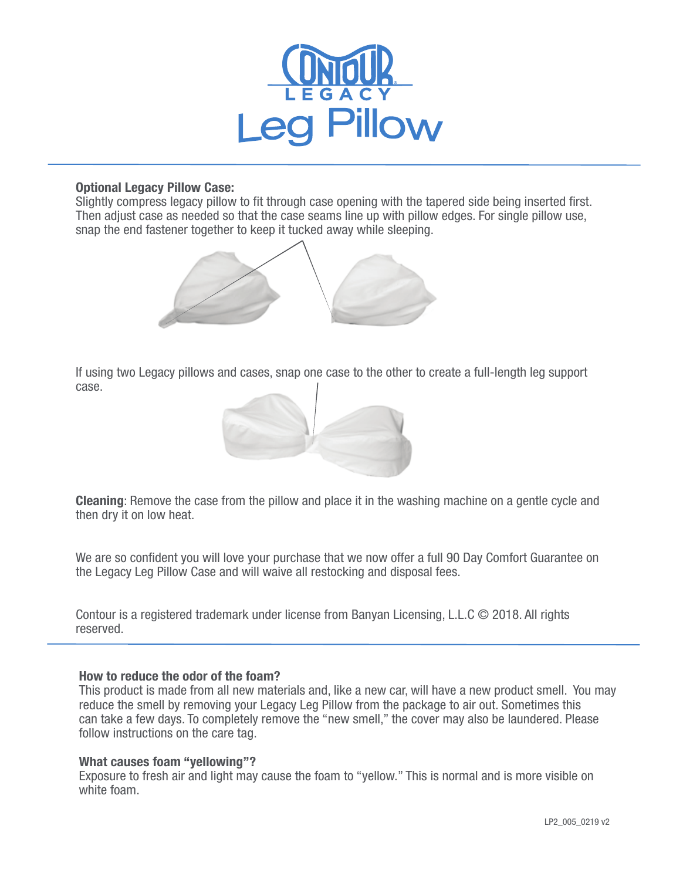# Contour Legacy Leg Pillow

**Optional Legacy Pillow Case:**
Slightly compress legacy pillow to fit through case opening with the tapered side being inserted first. Then adjust case as needed so that the case seams line up with pillow edges. For single pillow use, snap the end fastener together to keep it tucked away while sleeping.

If using two Legacy pillows and cases, snap one case to the other to create a full-length leg support case.

**Cleaning**: Remove the case from the pillow and place it in the washing machine on a gentle cycle and then dry it on low heat.

We are so confident you will love your purchase that we now offer a full 90 Day Comfort Guarantee on the Legacy Leg Pillow Case and will waive all restocking and disposal fees.

Contour is a registered trademark under license from Banyan Licensing, L.L.C © 2018. All rights reserved.

**How to reduce the odor of the foam?**
This product is made from all new materials and, like a new car, will have a new product smell. You may reduce the smell by removing your Legacy Leg Pillow from the package to air out. Sometimes this can take a few days. To completely remove the "new smell," the cover may also be laundered. Please follow instructions on the care tag.

**What causes foam "yellowing"?**
Exposure to fresh air and light may cause the foam to "yellow." This is normal and is more visible on white foam.

LP2_005_0219 v2